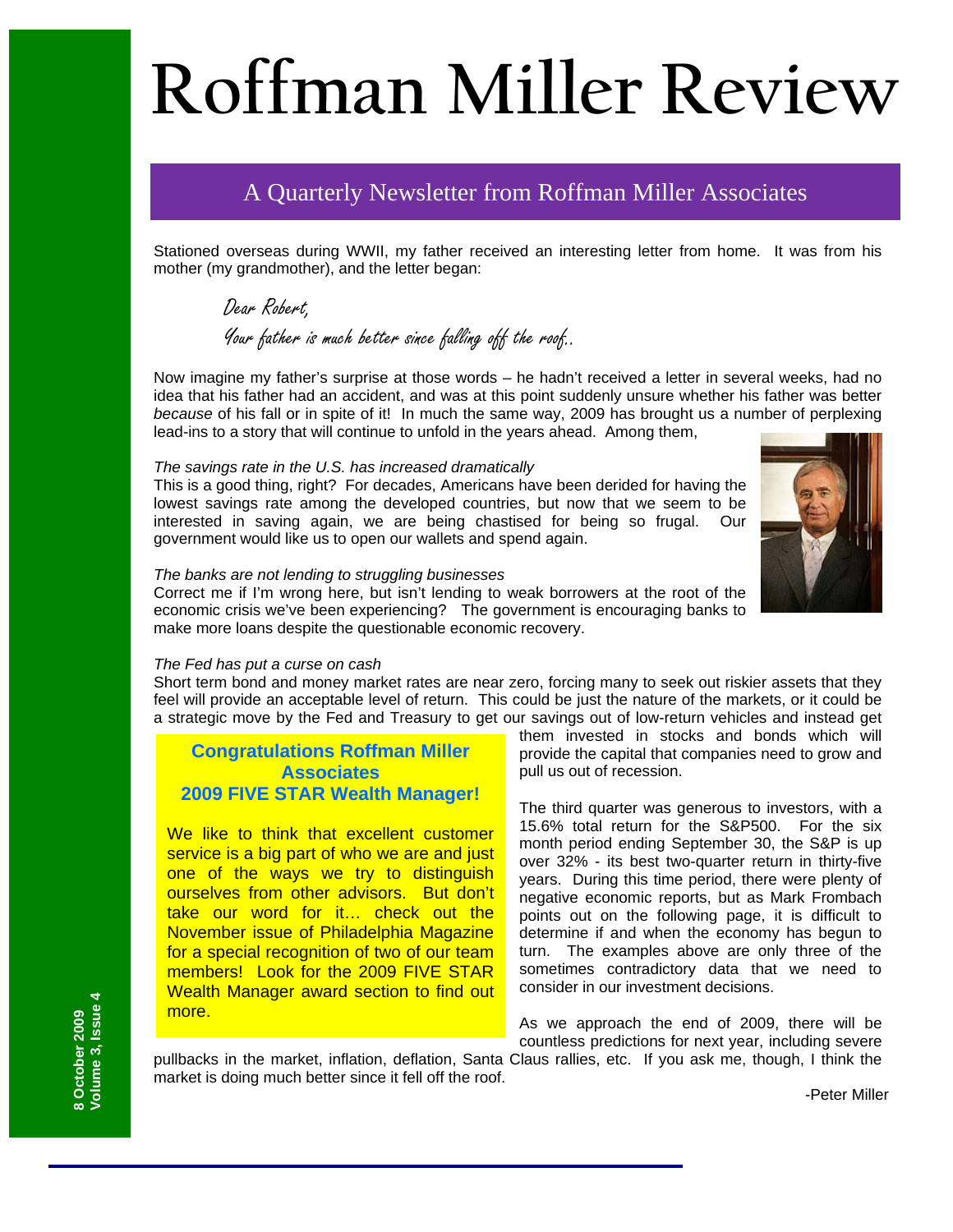# Roffman Miller Review

## A Quarterly Newsletter from Roffman Miller Associates

Stationed overseas during WWII, my father received an interesting letter from home. It was from his mother (my grandmother), and the letter began:

> *Dear Robert,*
>
> *Your father is much better since falling off the roof..*

Now imagine my father's surprise at those words – he hadn't received a letter in several weeks, had no idea that his father had an accident, and was at this point suddenly unsure whether his father was better *because* of his fall or in spite of it! In much the same way, 2009 has brought us a number of perplexing lead-ins to a story that will continue to unfold in the years ahead. Among them,

*The savings rate in the U.S. has increased dramatically*
This is a good thing, right? For decades, Americans have been derided for having the lowest savings rate among the developed countries, but now that we seem to be interested in saving again, we are being chastised for being so frugal. Our government would like us to open our wallets and spend again.

*The banks are not lending to struggling businesses*
Correct me if I'm wrong here, but isn't lending to weak borrowers at the root of the economic crisis we've been experiencing? The government is encouraging banks to make more loans despite the questionable economic recovery.

*The Fed has put a curse on cash*
Short term bond and money market rates are near zero, forcing many to seek out riskier assets that they feel will provide an acceptable level of return. This could be just the nature of the markets, or it could be a strategic move by the Fed and Treasury to get our savings out of low-return vehicles and instead get them invested in stocks and bonds which will provide the capital that companies need to grow and pull us out of recession.

The third quarter was generous to investors, with a 15.6% total return for the S&P500. For the six month period ending September 30, the S&P is up over 32% - its best two-quarter return in thirty-five years. During this time period, there were plenty of negative economic reports, but as Mark Frombach points out on the following page, it is difficult to determine if and when the economy has begun to turn. The examples above are only three of the sometimes contradictory data that we need to consider in our investment decisions.

As we approach the end of 2009, there will be countless predictions for next year, including severe pullbacks in the market, inflation, deflation, Santa Claus rallies, etc. If you ask me, though, I think the market is doing much better since it fell off the roof.

-Peter Miller

**Congratulations Roffman Miller Associates**
**2009 FIVE STAR Wealth Manager!**

We like to think that excellent customer service is a big part of who we are and just one of the ways we try to distinguish ourselves from other advisors. But don't take our word for it… check out the November issue of Philadelphia Magazine for a special recognition of two of our team members! Look for the 2009 FIVE STAR Wealth Manager award section to find out more.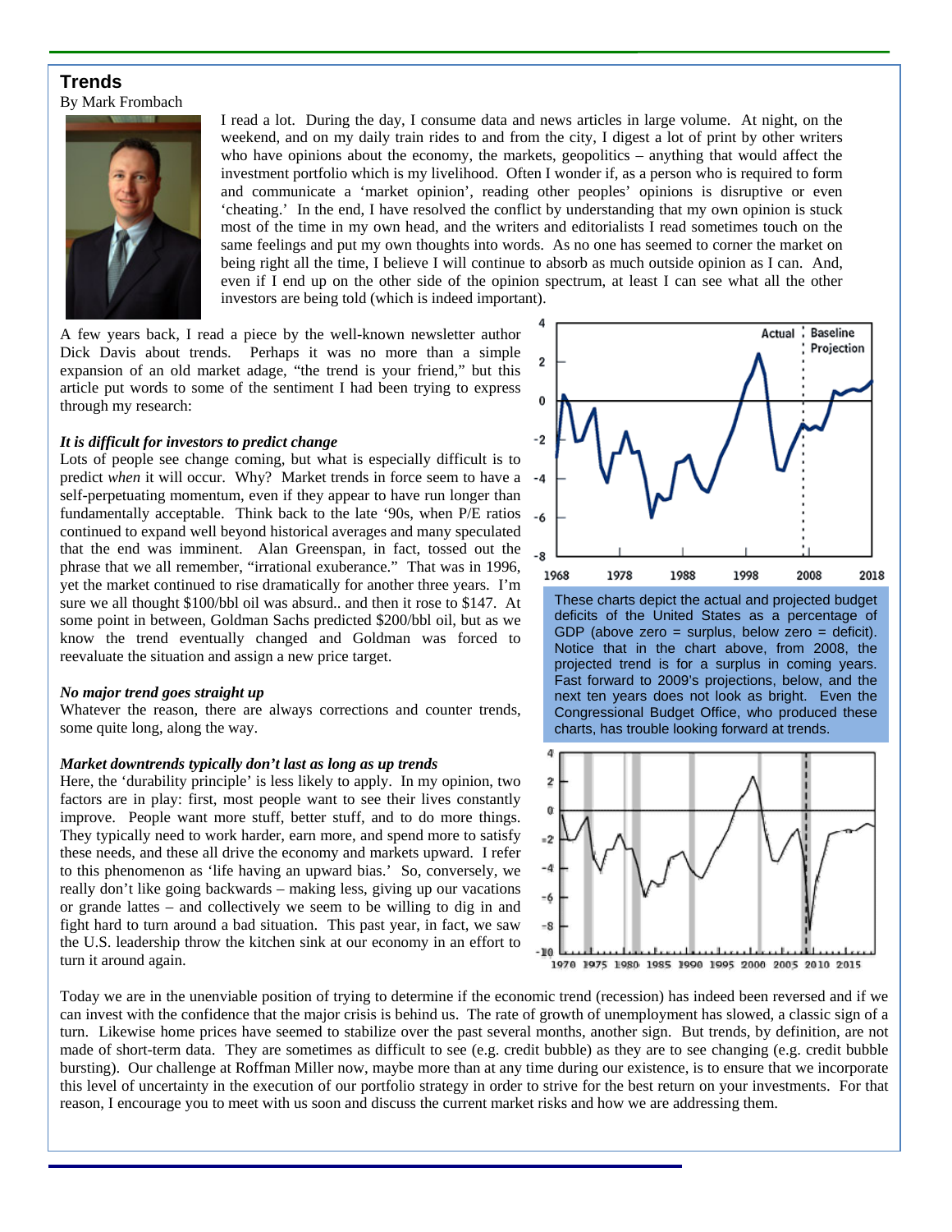## Trends

By Mark Frombach

I read a lot. During the day, I consume data and news articles in large volume. At night, on the weekend, and on my daily train rides to and from the city, I digest a lot of print by other writers who have opinions about the economy, the markets, geopolitics – anything that would affect the investment portfolio which is my livelihood. Often I wonder if, as a person who is required to form and communicate a 'market opinion', reading other peoples' opinions is disruptive or even 'cheating.' In the end, I have resolved the conflict by understanding that my own opinion is stuck most of the time in my own head, and the writers and editorialists I read sometimes touch on the same feelings and put my own thoughts into words. As no one has seemed to corner the market on being right all the time, I believe I will continue to absorb as much outside opinion as I can. And, even if I end up on the other side of the opinion spectrum, at least I can see what all the other investors are being told (which is indeed important).

A few years back, I read a piece by the well-known newsletter author Dick Davis about trends. Perhaps it was no more than a simple expansion of an old market adage, "the trend is your friend," but this article put words to some of the sentiment I had been trying to express through my research:

***It is difficult for investors to predict change***

Lots of people see change coming, but what is especially difficult is to predict *when* it will occur. Why? Market trends in force seem to have a self-perpetuating momentum, even if they appear to have run longer than fundamentally acceptable. Think back to the late '90s, when P/E ratios continued to expand well beyond historical averages and many speculated that the end was imminent. Alan Greenspan, in fact, tossed out the phrase that we all remember, "irrational exuberance." That was in 1996, yet the market continued to rise dramatically for another three years. I'm sure we all thought $100/bbl oil was absurd.. and then it rose to $147. At some point in between, Goldman Sachs predicted $200/bbl oil, but as we know the trend eventually changed and Goldman was forced to reevaluate the situation and assign a new price target.

***No major trend goes straight up***

Whatever the reason, there are always corrections and counter trends, some quite long, along the way.

***Market downtrends typically don't last as long as up trends***

Here, the 'durability principle' is less likely to apply. In my opinion, two factors are in play: first, most people want to see their lives constantly improve. People want more stuff, better stuff, and to do more things. They typically need to work harder, earn more, and spend more to satisfy these needs, and these all drive the economy and markets upward. I refer to this phenomenon as 'life having an upward bias.' So, conversely, we really don't like going backwards – making less, giving up our vacations or grande lattes – and collectively we seem to be willing to dig in and fight hard to turn around a bad situation. This past year, in fact, we saw the U.S. leadership throw the kitchen sink at our economy in an effort to turn it around again.

These charts depict the actual and projected budget deficits of the United States as a percentage of GDP (above zero = surplus, below zero = deficit). Notice that in the chart above, from 2008, the projected trend is for a surplus in coming years. Fast forward to 2009's projections, below, and the next ten years does not look as bright. Even the Congressional Budget Office, who produced these charts, has trouble looking forward at trends.

Today we are in the unenviable position of trying to determine if the economic trend (recession) has indeed been reversed and if we can invest with the confidence that the major crisis is behind us. The rate of growth of unemployment has slowed, a classic sign of a turn. Likewise home prices have seemed to stabilize over the past several months, another sign. But trends, by definition, are not made of short-term data. They are sometimes as difficult to see (e.g. credit bubble) as they are to see changing (e.g. credit bubble bursting). Our challenge at Roffman Miller now, maybe more than at any time during our existence, is to ensure that we incorporate this level of uncertainty in the execution of our portfolio strategy in order to strive for the best return on your investments. For that reason, I encourage you to meet with us soon and discuss the current market risks and how we are addressing them.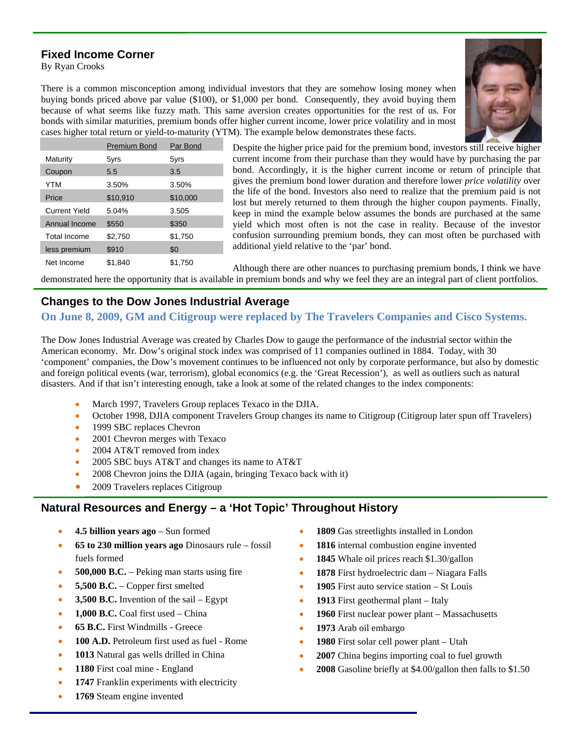## Fixed Income Corner

By Ryan Crooks

There is a common misconception among individual investors that they are somehow losing money when buying bonds priced above par value ($100), or $1,000 per bond. Consequently, they avoid buying them because of what seems like fuzzy math. This same aversion creates opportunities for the rest of us. For bonds with similar maturities, premium bonds offer higher current income, lower price volatility and in most cases higher total return or yield-to-maturity (YTM). The example below demonstrates these facts.

| | Premium Bond | Par Bond |
|---|---|---|
| Maturity | 5yrs | 5yrs |
| Coupon | 5.5 | 3.5 |
| YTM | 3.50% | 3.50% |
| Price | $10,910 | $10,000 |
| Current Yield | 5.04% | 3.505 |
| Annual Income | $550 | $350 |
| Total Income | $2,750 | $1,750 |
| less premium | $910 | $0 |
| Net Income | $1,840 | $1,750 |

Despite the higher price paid for the premium bond, investors still receive higher current income from their purchase than they would have by purchasing the par bond. Accordingly, it is the higher current income or return of principle that gives the premium bond lower duration and therefore lower *price volatility* over the life of the bond. Investors also need to realize that the premium paid is not lost but merely returned to them through the higher coupon payments. Finally, keep in mind the example below assumes the bonds are purchased at the same yield which most often is not the case in reality. Because of the investor confusion surrounding premium bonds, they can most often be purchased with additional yield relative to the 'par' bond.

Although there are other nuances to purchasing premium bonds, I think we have demonstrated here the opportunity that is available in premium bonds and why we feel they are an integral part of client portfolios.

## Changes to the Dow Jones Industrial Average

### On June 8, 2009, GM and Citigroup were replaced by The Travelers Companies and Cisco Systems.

The Dow Jones Industrial Average was created by Charles Dow to gauge the performance of the industrial sector within the American economy. Mr. Dow's original stock index was comprised of 11 companies outlined in 1884. Today, with 30 'component' companies, the Dow's movement continues to be influenced not only by corporate performance, but also by domestic and foreign political events (war, terrorism), global economics (e.g. the 'Great Recession'), as well as outliers such as natural disasters. And if that isn't interesting enough, take a look at some of the related changes to the index components:

- March 1997, Travelers Group replaces Texaco in the DJIA.
- October 1998, DJIA component Travelers Group changes its name to Citigroup (Citigroup later spun off Travelers)
- 1999 SBC replaces Chevron
- 2001 Chevron merges with Texaco
- 2004 AT&T removed from index
- 2005 SBC buys AT&T and changes its name to AT&T
- 2008 Chevron joins the DJIA (again, bringing Texaco back with it)
- 2009 Travelers replaces Citigroup

## Natural Resources and Energy – a 'Hot Topic' Throughout History

- **4.5 billion years ago** – Sun formed
- **65 to 230 million years ago** Dinosaurs rule – fossil fuels formed
- **500,000 B.C.** – Peking man starts using fire
- **5,500 B.C.** – Copper first smelted
- **3,500 B.C.** Invention of the sail – Egypt
- **1,000 B.C.** Coal first used – China
- **65 B.C.** First Windmills - Greece
- **100 A.D.** Petroleum first used as fuel - Rome
- **1013** Natural gas wells drilled in China
- **1180** First coal mine - England
- **1747** Franklin experiments with electricity
- **1769** Steam engine invented
- **1809** Gas streetlights installed in London
- **1816** internal combustion engine invented
- **1845** Whale oil prices reach $1.30/gallon
- **1878** First hydroelectric dam – Niagara Falls
- **1905** First auto service station – St Louis
- **1913** First geothermal plant – Italy
- **1960** First nuclear power plant – Massachusetts
- **1973** Arab oil embargo
- **1980** First solar cell power plant – Utah
- **2007** China begins importing coal to fuel growth
- **2008** Gasoline briefly at $4.00/gallon then falls to $1.50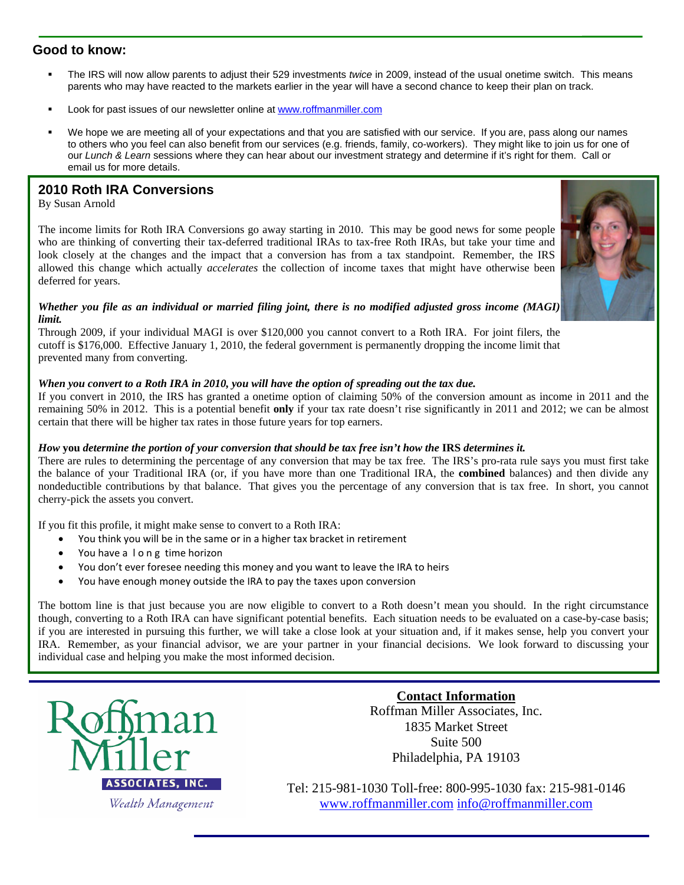## Good to know:

- The IRS will now allow parents to adjust their 529 investments *twice* in 2009, instead of the usual onetime switch. This means parents who may have reacted to the markets earlier in the year will have a second chance to keep their plan on track.
- Look for past issues of our newsletter online at www.roffmanmiller.com
- We hope we are meeting all of your expectations and that you are satisfied with our service. If you are, pass along our names to others who you feel can also benefit from our services (e.g. friends, family, co-workers). They might like to join us for one of our *Lunch & Learn* sessions where they can hear about our investment strategy and determine if it's right for them. Call or email us for more details.

## 2010 Roth IRA Conversions

By Susan Arnold

The income limits for Roth IRA Conversions go away starting in 2010. This may be good news for some people who are thinking of converting their tax-deferred traditional IRAs to tax-free Roth IRAs, but take your time and look closely at the changes and the impact that a conversion has from a tax standpoint. Remember, the IRS allowed this change which actually *accelerates* the collection of income taxes that might have otherwise been deferred for years.

***Whether you file as an individual or married filing joint, there is no modified adjusted gross income (MAGI) limit.***

Through 2009, if your individual MAGI is over $120,000 you cannot convert to a Roth IRA. For joint filers, the cutoff is $176,000. Effective January 1, 2010, the federal government is permanently dropping the income limit that prevented many from converting.

***When you convert to a Roth IRA in 2010, you will have the option of spreading out the tax due.***

If you convert in 2010, the IRS has granted a onetime option of claiming 50% of the conversion amount as income in 2011 and the remaining 50% in 2012. This is a potential benefit **only** if your tax rate doesn't rise significantly in 2011 and 2012; we can be almost certain that there will be higher tax rates in those future years for top earners.

***How* you *determine the portion of your conversion that should be tax free isn't how the* IRS *determines it.***

There are rules to determining the percentage of any conversion that may be tax free. The IRS's pro-rata rule says you must first take the balance of your Traditional IRA (or, if you have more than one Traditional IRA, the **combined** balances) and then divide any nondeductible contributions by that balance. That gives you the percentage of any conversion that is tax free. In short, you cannot cherry-pick the assets you convert.

If you fit this profile, it might make sense to convert to a Roth IRA:

- You think you will be in the same or in a higher tax bracket in retirement
- You have a l o n g time horizon
- You don't ever foresee needing this money and you want to leave the IRA to heirs
- You have enough money outside the IRA to pay the taxes upon conversion

The bottom line is that just because you are now eligible to convert to a Roth doesn't mean you should. In the right circumstance though, converting to a Roth IRA can have significant potential benefits. Each situation needs to be evaluated on a case-by-case basis; if you are interested in pursuing this further, we will take a close look at your situation and, if it makes sense, help you convert your IRA. Remember, as your financial advisor, we are your partner in your financial decisions. We look forward to discussing your individual case and helping you make the most informed decision.

Roffman Miller ASSOCIATES, INC.
Wealth Management

**Contact Information**

Roffman Miller Associates, Inc.
1835 Market Street
Suite 500
Philadelphia, PA 19103

Tel: 215-981-1030 Toll-free: 800-995-1030 fax: 215-981-0146
www.roffmanmiller.com info@roffmanmiller.com